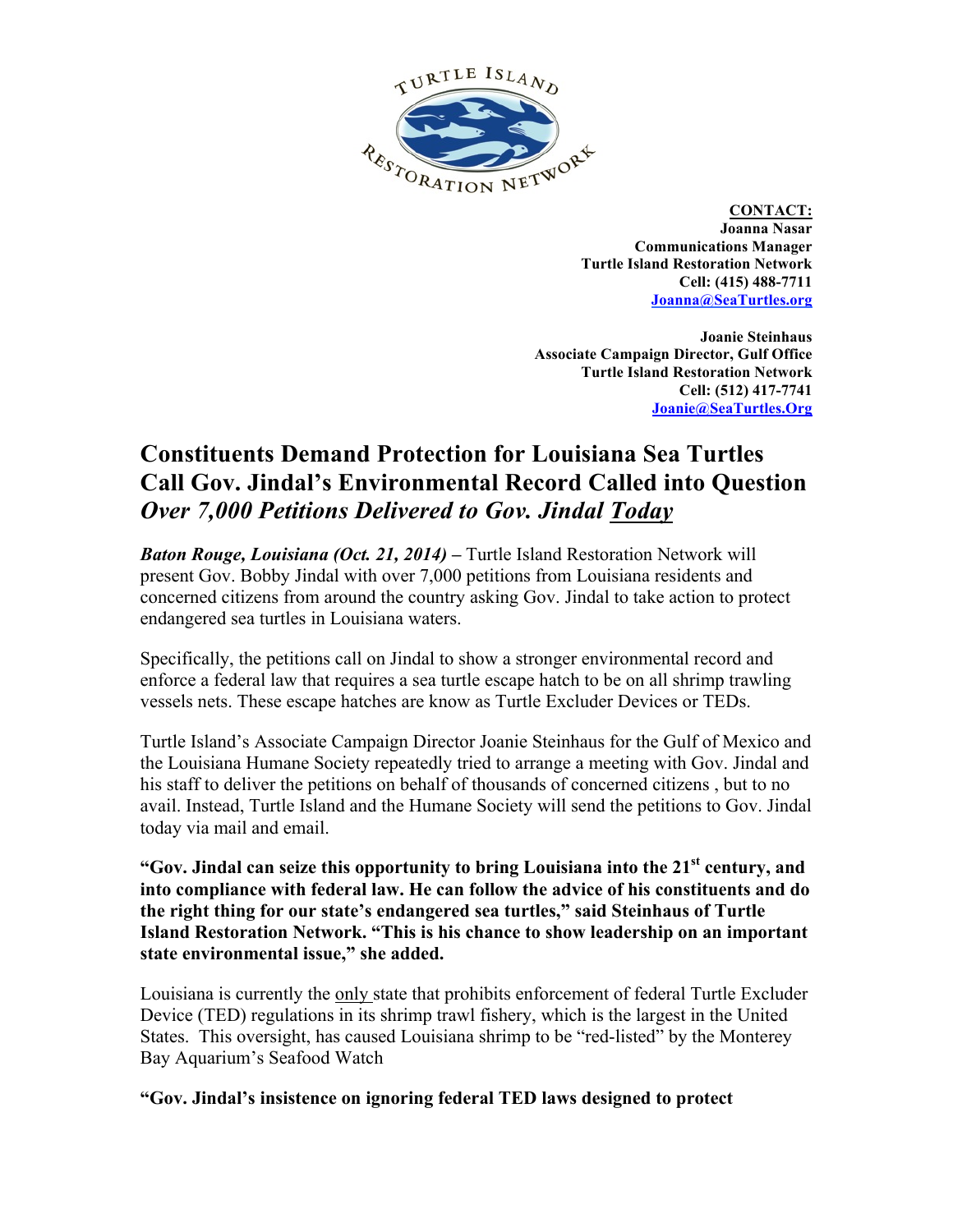**CONTACT:**
**Joanna Nasar**
**Communications Manager**
**Turtle Island Restoration Network**
**Cell: (415) 488-7711**
**Joanna@SeaTurtles.org**

**Joanie Steinhaus**
**Associate Campaign Director, Gulf Office**
**Turtle Island Restoration Network**
**Cell: (512) 417-7741**
**Joanie@SeaTurtles.Org**

# Constituents Demand Protection for Louisiana Sea Turtles Call Gov. Jindal's Environmental Record Called into Question

## *Over 7,000 Petitions Delivered to Gov. Jindal Today*

***Baton Rouge, Louisiana (Oct. 21, 2014) –*** Turtle Island Restoration Network will present Gov. Bobby Jindal with over 7,000 petitions from Louisiana residents and concerned citizens from around the country asking Gov. Jindal to take action to protect endangered sea turtles in Louisiana waters.

Specifically, the petitions call on Jindal to show a stronger environmental record and enforce a federal law that requires a sea turtle escape hatch to be on all shrimp trawling vessels nets. These escape hatches are know as Turtle Excluder Devices or TEDs.

Turtle Island's Associate Campaign Director Joanie Steinhaus for the Gulf of Mexico and the Louisiana Humane Society repeatedly tried to arrange a meeting with Gov. Jindal and his staff to deliver the petitions on behalf of thousands of concerned citizens , but to no avail. Instead, Turtle Island and the Humane Society will send the petitions to Gov. Jindal today via mail and email.

**"Gov. Jindal can seize this opportunity to bring Louisiana into the 21st century, and into compliance with federal law. He can follow the advice of his constituents and do the right thing for our state's endangered sea turtles," said Steinhaus of Turtle Island Restoration Network. "This is his chance to show leadership on an important state environmental issue," she added.**

Louisiana is currently the only state that prohibits enforcement of federal Turtle Excluder Device (TED) regulations in its shrimp trawl fishery, which is the largest in the United States. This oversight, has caused Louisiana shrimp to be "red-listed" by the Monterey Bay Aquarium's Seafood Watch

**"Gov. Jindal's insistence on ignoring federal TED laws designed to protect**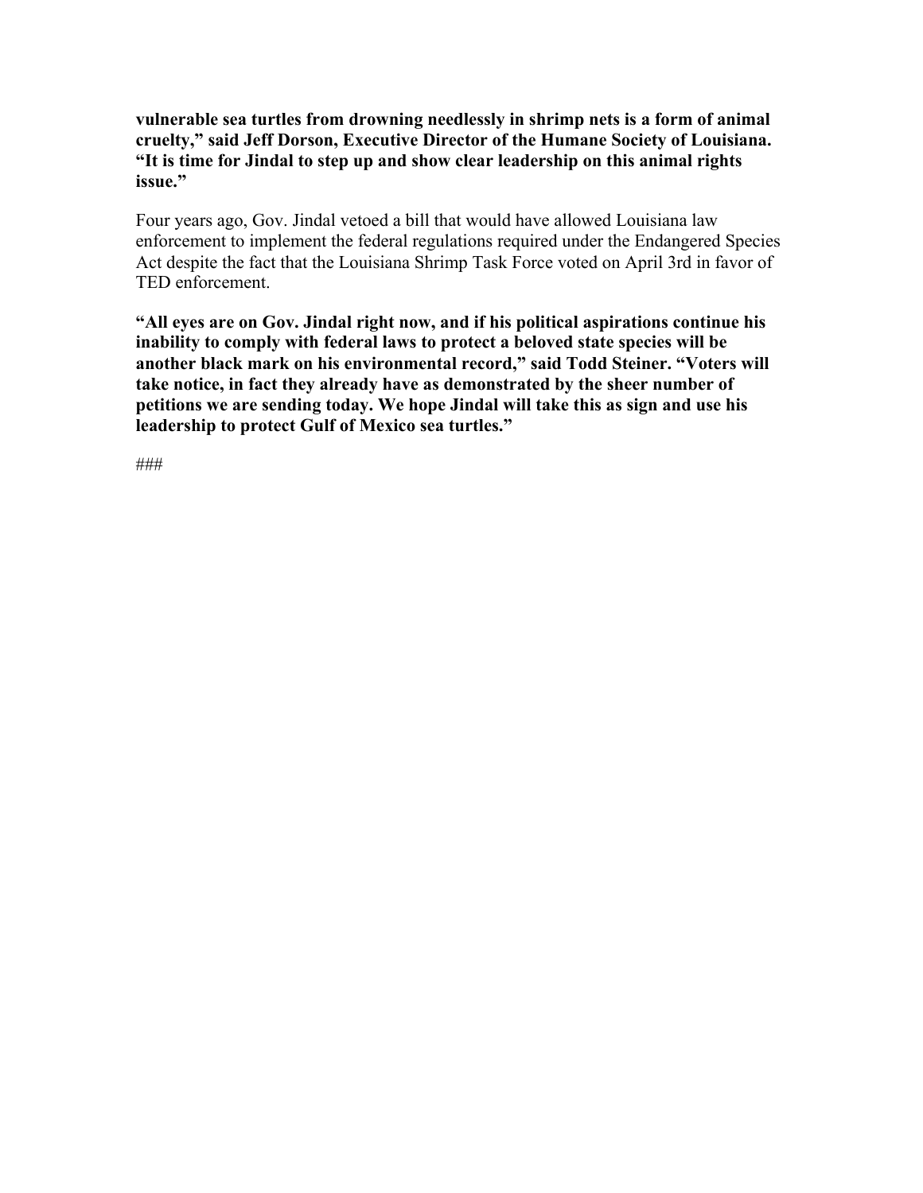**vulnerable sea turtles from drowning needlessly in shrimp nets is a form of animal cruelty," said Jeff Dorson, Executive Director of the Humane Society of Louisiana. "It is time for Jindal to step up and show clear leadership on this animal rights issue."**

Four years ago, Gov. Jindal vetoed a bill that would have allowed Louisiana law enforcement to implement the federal regulations required under the Endangered Species Act despite the fact that the Louisiana Shrimp Task Force voted on April 3rd in favor of TED enforcement.

**"All eyes are on Gov. Jindal right now, and if his political aspirations continue his inability to comply with federal laws to protect a beloved state species will be another black mark on his environmental record," said Todd Steiner. "Voters will take notice, in fact they already have as demonstrated by the sheer number of petitions we are sending today. We hope Jindal will take this as sign and use his leadership to protect Gulf of Mexico sea turtles."**

###